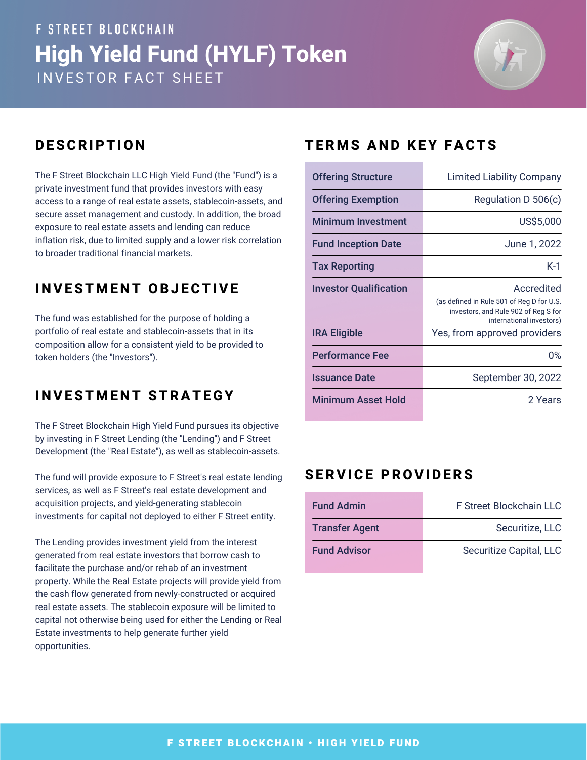F STREET BLOCKCHAIN

# High Yield Fund (HYLF) Token

INVESTOR FACT SHEET

## DESCRIPTION

The F Street Blockchain LLC High Yield Fund (the "Fund") is a private investment fund that provides investors with easy access to a range of real estate assets, stablecoin-assets, and secure asset management and custody. In addition, the broad exposure to real estate assets and lending can reduce inflation risk, due to limited supply and a lower risk correlation to broader traditional financial markets.

## INVESTMENT OBJECTIVE

The fund was established for the purpose of holding a portfolio of real estate and stablecoin-assets that in its composition allow for a consistent yield to be provided to token holders (the "Investors").

## INVESTMENT STRATEGY

The F Street Blockchain High Yield Fund pursues its objective by investing in F Street Lending (the "Lending") and F Street Development (the "Real Estate"), as well as stablecoin-assets.

The fund will provide exposure to F Street's real estate lending services, as well as F Street's real estate development and acquisition projects, and yield-generating stablecoin investments for capital not deployed to either F Street entity.

The Lending provides investment yield from the interest generated from real estate investors that borrow cash to facilitate the purchase and/or rehab of an investment property. While the Real Estate projects will provide yield from the cash flow generated from newly-constructed or acquired real estate assets. The stablecoin exposure will be limited to capital not otherwise being used for either the Lending or Real Estate investments to help generate further yield opportunities.

## TERMS AND KEY FACTS

| | |
|---|---|
| Offering Structure | Limited Liability Company |
| Offering Exemption | Regulation D 506(c) |
| Minimum Investment | US$5,000 |
| Fund Inception Date | June 1, 2022 |
| Tax Reporting | K-1 |
| Investor Qualification | Accredited (as defined in Rule 501 of Reg D for U.S. investors, and Rule 902 of Reg S for international investors) |
| IRA Eligible | Yes, from approved providers |
| Performance Fee | 0% |
| Issuance Date | September 30, 2022 |
| Minimum Asset Hold | 2 Years |

## SERVICE PROVIDERS

| | |
|---|---|
| Fund Admin | F Street Blockchain LLC |
| Transfer Agent | Securitize, LLC |
| Fund Advisor | Securitize Capital, LLC |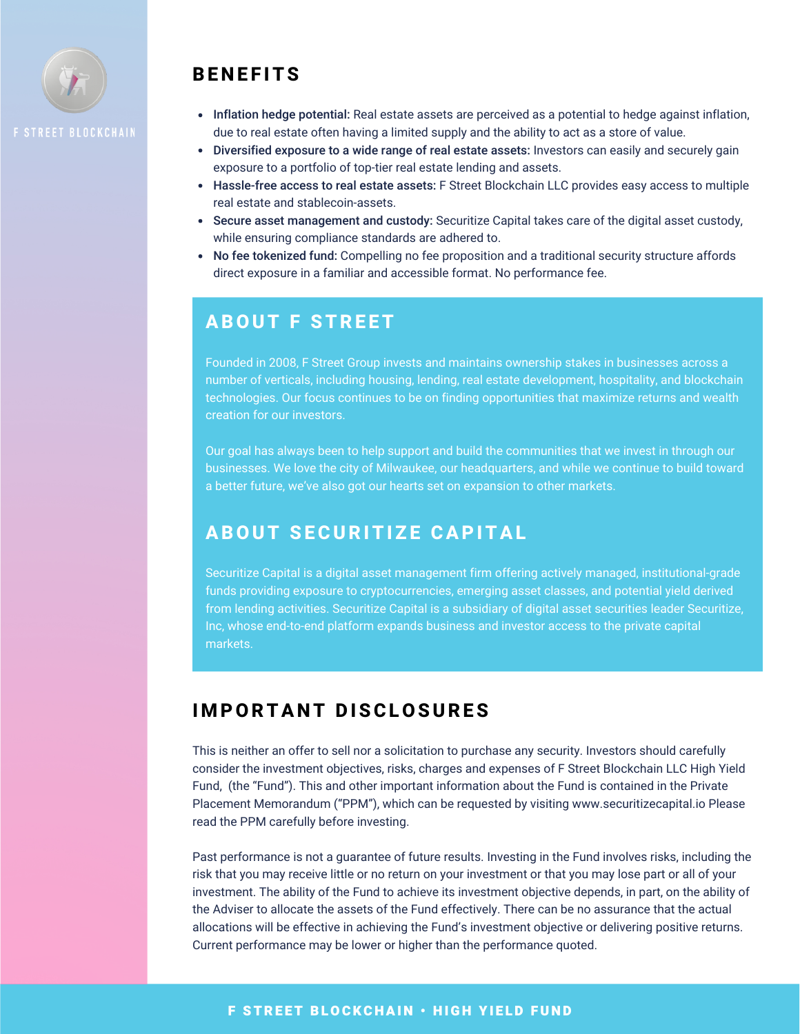## BENEFITS

- **Inflation hedge potential:** Real estate assets are perceived as a potential to hedge against inflation, due to real estate often having a limited supply and the ability to act as a store of value.
- **Diversified exposure to a wide range of real estate assets:** Investors can easily and securely gain exposure to a portfolio of top-tier real estate lending and assets.
- **Hassle-free access to real estate assets:** F Street Blockchain LLC provides easy access to multiple real estate and stablecoin-assets.
- **Secure asset management and custody:** Securitize Capital takes care of the digital asset custody, while ensuring compliance standards are adhered to.
- **No fee tokenized fund:** Compelling no fee proposition and a traditional security structure affords direct exposure in a familiar and accessible format. No performance fee.

## ABOUT F STREET

Founded in 2008, F Street Group invests and maintains ownership stakes in businesses across a number of verticals, including housing, lending, real estate development, hospitality, and blockchain technologies. Our focus continues to be on finding opportunities that maximize returns and wealth creation for our investors.

Our goal has always been to help support and build the communities that we invest in through our businesses. We love the city of Milwaukee, our headquarters, and while we continue to build toward a better future, we've also got our hearts set on expansion to other markets.

## ABOUT SECURITIZE CAPITAL

Securitize Capital is a digital asset management firm offering actively managed, institutional-grade funds providing exposure to cryptocurrencies, emerging asset classes, and potential yield derived from lending activities. Securitize Capital is a subsidiary of digital asset securities leader Securitize, Inc, whose end-to-end platform expands business and investor access to the private capital markets.

## IMPORTANT DISCLOSURES

This is neither an offer to sell nor a solicitation to purchase any security. Investors should carefully consider the investment objectives, risks, charges and expenses of F Street Blockchain LLC High Yield Fund, (the "Fund"). This and other important information about the Fund is contained in the Private Placement Memorandum ("PPM"), which can be requested by visiting www.securitizecapital.io Please read the PPM carefully before investing.

Past performance is not a guarantee of future results. Investing in the Fund involves risks, including the risk that you may receive little or no return on your investment or that you may lose part or all of your investment. The ability of the Fund to achieve its investment objective depends, in part, on the ability of the Adviser to allocate the assets of the Fund effectively. There can be no assurance that the actual allocations will be effective in achieving the Fund's investment objective or delivering positive returns. Current performance may be lower or higher than the performance quoted.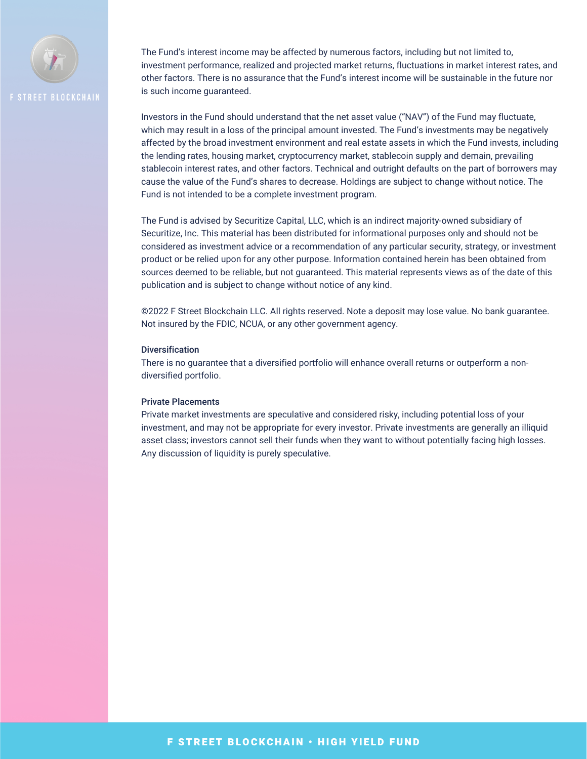The Fund's interest income may be affected by numerous factors, including but not limited to, investment performance, realized and projected market returns, fluctuations in market interest rates, and other factors. There is no assurance that the Fund's interest income will be sustainable in the future nor is such income guaranteed.

Investors in the Fund should understand that the net asset value ("NAV") of the Fund may fluctuate, which may result in a loss of the principal amount invested. The Fund's investments may be negatively affected by the broad investment environment and real estate assets in which the Fund invests, including the lending rates, housing market, cryptocurrency market, stablecoin supply and demain, prevailing stablecoin interest rates, and other factors. Technical and outright defaults on the part of borrowers may cause the value of the Fund's shares to decrease. Holdings are subject to change without notice. The Fund is not intended to be a complete investment program.

The Fund is advised by Securitize Capital, LLC, which is an indirect majority-owned subsidiary of Securitize, Inc. This material has been distributed for informational purposes only and should not be considered as investment advice or a recommendation of any particular security, strategy, or investment product or be relied upon for any other purpose. Information contained herein has been obtained from sources deemed to be reliable, but not guaranteed. This material represents views as of the date of this publication and is subject to change without notice of any kind.

©2022 F Street Blockchain LLC. All rights reserved. Note a deposit may lose value. No bank guarantee. Not insured by the FDIC, NCUA, or any other government agency.

**Diversification**

There is no guarantee that a diversified portfolio will enhance overall returns or outperform a non-diversified portfolio.

**Private Placements**

Private market investments are speculative and considered risky, including potential loss of your investment, and may not be appropriate for every investor. Private investments are generally an illiquid asset class; investors cannot sell their funds when they want to without potentially facing high losses. Any discussion of liquidity is purely speculative.